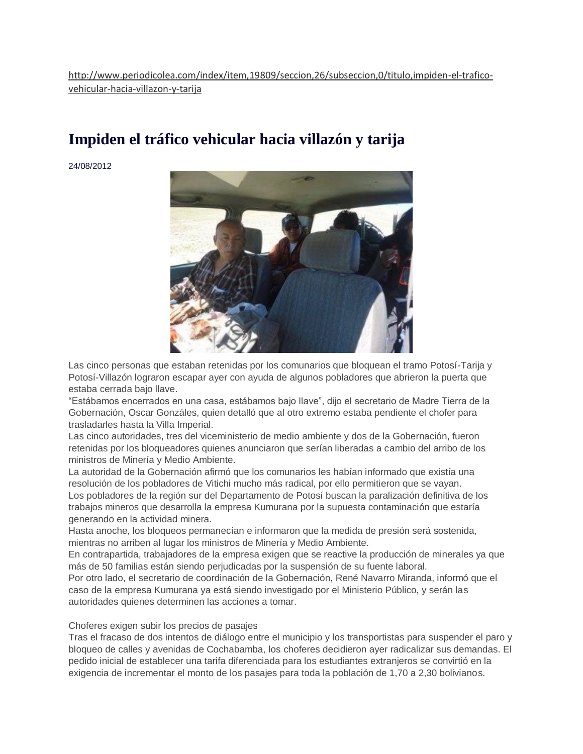http://www.periodicolea.com/index/item,19809/seccion,26/subseccion,0/titulo,impiden-el-trafico-vehicular-hacia-villazon-y-tarija

# Impiden el tráfico vehicular hacia villazón y tarija

24/08/2012

Las cinco personas que estaban retenidas por los comunarios que bloquean el tramo Potosí-Tarija y Potosí-Villazón lograron escapar ayer con ayuda de algunos pobladores que abrieron la puerta que estaba cerrada bajo llave.

"Estábamos encerrados en una casa, estábamos bajo llave", dijo el secretario de Madre Tierra de la Gobernación, Oscar Gonzáles, quien detalló que al otro extremo estaba pendiente el chofer para trasladarles hasta la Villa Imperial.

Las cinco autoridades, tres del viceministerio de medio ambiente y dos de la Gobernación, fueron retenidas por los bloqueadores quienes anunciaron que serían liberadas a cambio del arribo de los ministros de Minería y Medio Ambiente.

La autoridad de la Gobernación afirmó que los comunarios les habían informado que existía una resolución de los pobladores de Vitichi mucho más radical, por ello permitieron que se vayan.

Los pobladores de la región sur del Departamento de Potosí buscan la paralización definitiva de los trabajos mineros que desarrolla la empresa Kumurana por la supuesta contaminación que estaría generando en la actividad minera.

Hasta anoche, los bloqueos permanecían e informaron que la medida de presión será sostenida, mientras no arriben al lugar los ministros de Minería y Medio Ambiente.

En contrapartida, trabajadores de la empresa exigen que se reactive la producción de minerales ya que más de 50 familias están siendo perjudicadas por la suspensión de su fuente laboral.

Por otro lado, el secretario de coordinación de la Gobernación, René Navarro Miranda, informó que el caso de la empresa Kumurana ya está siendo investigado por el Ministerio Público, y serán las autoridades quienes determinen las acciones a tomar.

Choferes exigen subir los precios de pasajes

Tras el fracaso de dos intentos de diálogo entre el municipio y los transportistas para suspender el paro y bloqueo de calles y avenidas de Cochabamba, los choferes decidieron ayer radicalizar sus demandas. El pedido inicial de establecer una tarifa diferenciada para los estudiantes extranjeros se convirtió en la exigencia de incrementar el monto de los pasajes para toda la población de 1,70 a 2,30 bolivianos.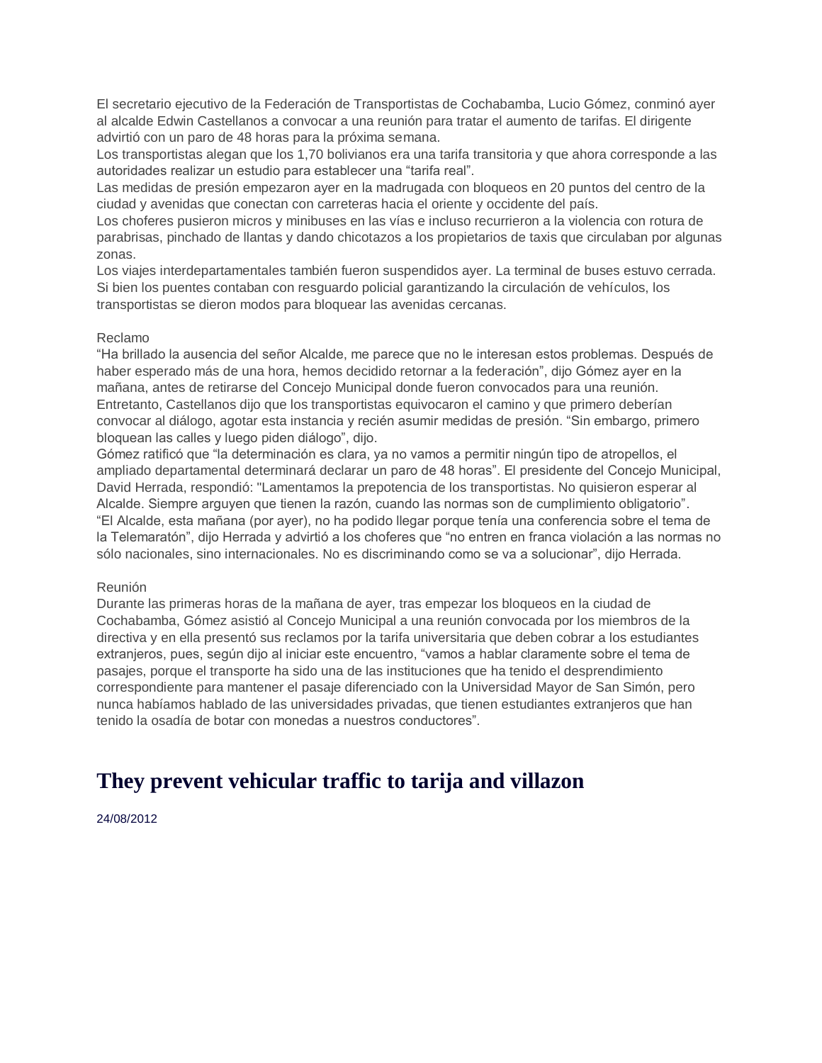El secretario ejecutivo de la Federación de Transportistas de Cochabamba, Lucio Gómez, conminó ayer al alcalde Edwin Castellanos a convocar a una reunión para tratar el aumento de tarifas. El dirigente advirtió con un paro de 48 horas para la próxima semana.
Los transportistas alegan que los 1,70 bolivianos era una tarifa transitoria y que ahora corresponde a las autoridades realizar un estudio para establecer una "tarifa real".
Las medidas de presión empezaron ayer en la madrugada con bloqueos en 20 puntos del centro de la ciudad y avenidas que conectan con carreteras hacia el oriente y occidente del país.
Los choferes pusieron micros y minibuses en las vías e incluso recurrieron a la violencia con rotura de parabrisas, pinchado de llantas y dando chicotazos a los propietarios de taxis que circulaban por algunas zonas.
Los viajes interdepartamentales también fueron suspendidos ayer. La terminal de buses estuvo cerrada. Si bien los puentes contaban con resguardo policial garantizando la circulación de vehículos, los transportistas se dieron modos para bloquear las avenidas cercanas.

Reclamo
"Ha brillado la ausencia del señor Alcalde, me parece que no le interesan estos problemas. Después de haber esperado más de una hora, hemos decidido retornar a la federación", dijo Gómez ayer en la mañana, antes de retirarse del Concejo Municipal donde fueron convocados para una reunión.
Entretanto, Castellanos dijo que los transportistas equivocaron el camino y que primero deberían convocar al diálogo, agotar esta instancia y recién asumir medidas de presión. "Sin embargo, primero bloquean las calles y luego piden diálogo", dijo.
Gómez ratificó que "la determinación es clara, ya no vamos a permitir ningún tipo de atropellos, el ampliado departamental determinará declarar un paro de 48 horas". El presidente del Concejo Municipal, David Herrada, respondió: "Lamentamos la prepotencia de los transportistas. No quisieron esperar al Alcalde. Siempre arguyen que tienen la razón, cuando las normas son de cumplimiento obligatorio".
"El Alcalde, esta mañana (por ayer), no ha podido llegar porque tenía una conferencia sobre el tema de la Telemaratón", dijo Herrada y advirtió a los choferes que "no entren en franca violación a las normas no sólo nacionales, sino internacionales. No es discriminando como se va a solucionar", dijo Herrada.

Reunión
Durante las primeras horas de la mañana de ayer, tras empezar los bloqueos en la ciudad de Cochabamba, Gómez asistió al Concejo Municipal a una reunión convocada por los miembros de la directiva y en ella presentó sus reclamos por la tarifa universitaria que deben cobrar a los estudiantes extranjeros, pues, según dijo al iniciar este encuentro, "vamos a hablar claramente sobre el tema de pasajes, porque el transporte ha sido una de las instituciones que ha tenido el desprendimiento correspondiente para mantener el pasaje diferenciado con la Universidad Mayor de San Simón, pero nunca habíamos hablado de las universidades privadas, que tienen estudiantes extranjeros que han tenido la osadía de botar con monedas a nuestros conductores".

# They prevent vehicular traffic to tarija and villazon

24/08/2012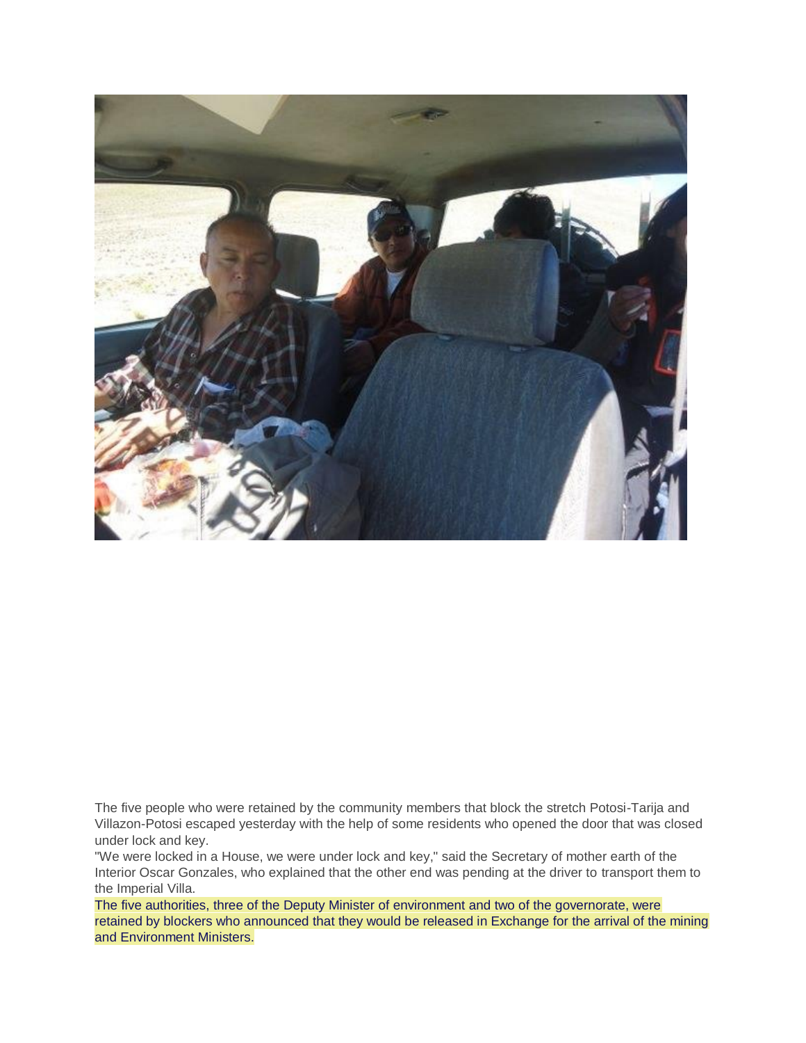The five people who were retained by the community members that block the stretch Potosi-Tarija and Villazon-Potosi escaped yesterday with the help of some residents who opened the door that was closed under lock and key.

"We were locked in a House, we were under lock and key," said the Secretary of mother earth of the Interior Oscar Gonzales, who explained that the other end was pending at the driver to transport them to the Imperial Villa.

The five authorities, three of the Deputy Minister of environment and two of the governorate, were retained by blockers who announced that they would be released in Exchange for the arrival of the mining and Environment Ministers.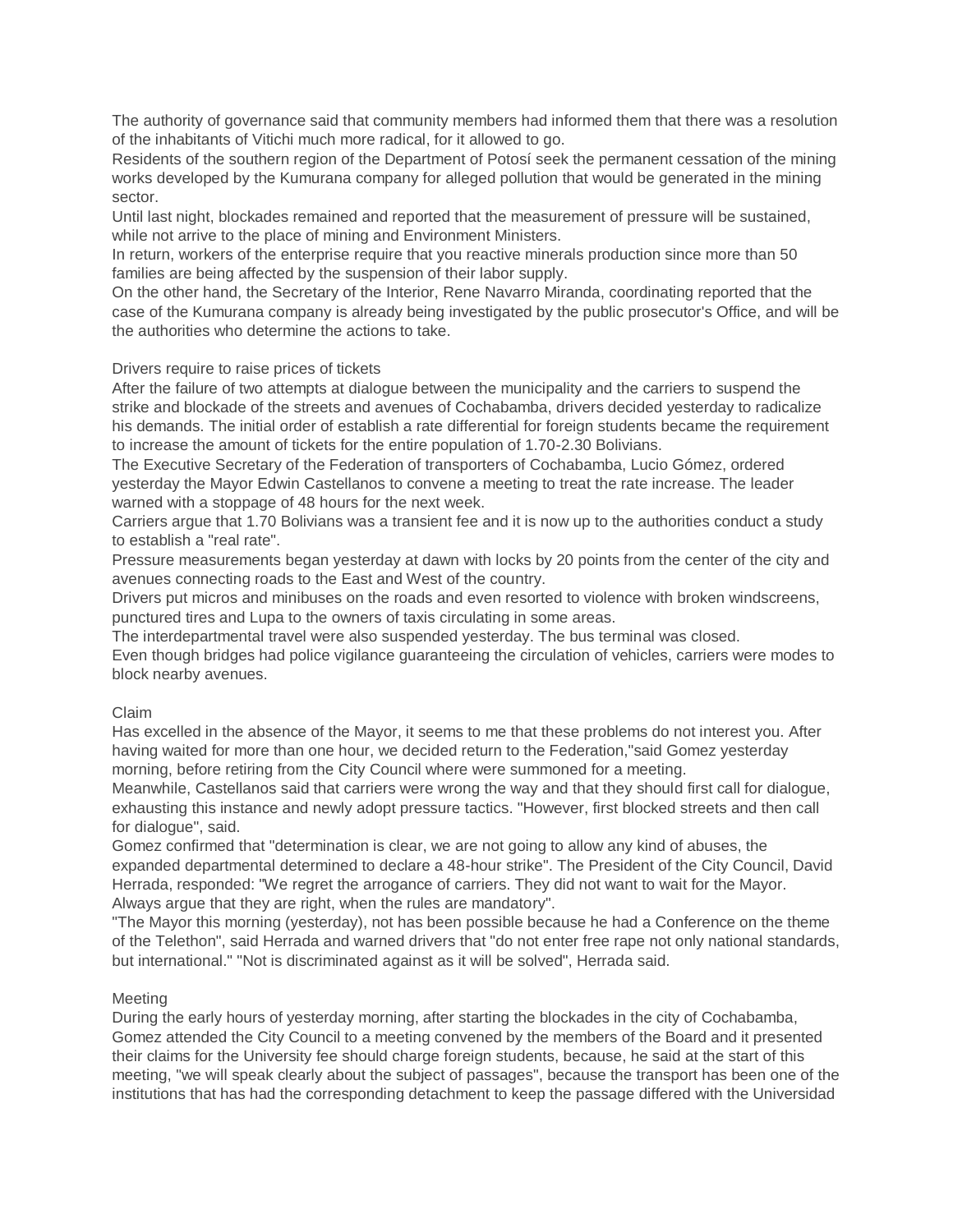The authority of governance said that community members had informed them that there was a resolution of the inhabitants of Vitichi much more radical, for it allowed to go.
Residents of the southern region of the Department of Potosí seek the permanent cessation of the mining works developed by the Kumurana company for alleged pollution that would be generated in the mining sector.
Until last night, blockades remained and reported that the measurement of pressure will be sustained, while not arrive to the place of mining and Environment Ministers.
In return, workers of the enterprise require that you reactive minerals production since more than 50 families are being affected by the suspension of their labor supply.
On the other hand, the Secretary of the Interior, Rene Navarro Miranda, coordinating reported that the case of the Kumurana company is already being investigated by the public prosecutor's Office, and will be the authorities who determine the actions to take.

Drivers require to raise prices of tickets
After the failure of two attempts at dialogue between the municipality and the carriers to suspend the strike and blockade of the streets and avenues of Cochabamba, drivers decided yesterday to radicalize his demands. The initial order of establish a rate differential for foreign students became the requirement to increase the amount of tickets for the entire population of 1.70-2.30 Bolivians.
The Executive Secretary of the Federation of transporters of Cochabamba, Lucio Gómez, ordered yesterday the Mayor Edwin Castellanos to convene a meeting to treat the rate increase. The leader warned with a stoppage of 48 hours for the next week.
Carriers argue that 1.70 Bolivians was a transient fee and it is now up to the authorities conduct a study to establish a "real rate".
Pressure measurements began yesterday at dawn with locks by 20 points from the center of the city and avenues connecting roads to the East and West of the country.
Drivers put micros and minibuses on the roads and even resorted to violence with broken windscreens, punctured tires and Lupa to the owners of taxis circulating in some areas.
The interdepartmental travel were also suspended yesterday. The bus terminal was closed.
Even though bridges had police vigilance guaranteeing the circulation of vehicles, carriers were modes to block nearby avenues.

Claim
Has excelled in the absence of the Mayor, it seems to me that these problems do not interest you. After having waited for more than one hour, we decided return to the Federation,"said Gomez yesterday morning, before retiring from the City Council where were summoned for a meeting.
Meanwhile, Castellanos said that carriers were wrong the way and that they should first call for dialogue, exhausting this instance and newly adopt pressure tactics. "However, first blocked streets and then call for dialogue", said.
Gomez confirmed that "determination is clear, we are not going to allow any kind of abuses, the expanded departmental determined to declare a 48-hour strike". The President of the City Council, David Herrada, responded: "We regret the arrogance of carriers. They did not want to wait for the Mayor. Always argue that they are right, when the rules are mandatory".
"The Mayor this morning (yesterday), not has been possible because he had a Conference on the theme of the Telethon", said Herrada and warned drivers that "do not enter free rape not only national standards, but international." "Not is discriminated against as it will be solved", Herrada said.

Meeting
During the early hours of yesterday morning, after starting the blockades in the city of Cochabamba, Gomez attended the City Council to a meeting convened by the members of the Board and it presented their claims for the University fee should charge foreign students, because, he said at the start of this meeting, "we will speak clearly about the subject of passages", because the transport has been one of the institutions that has had the corresponding detachment to keep the passage differed with the Universidad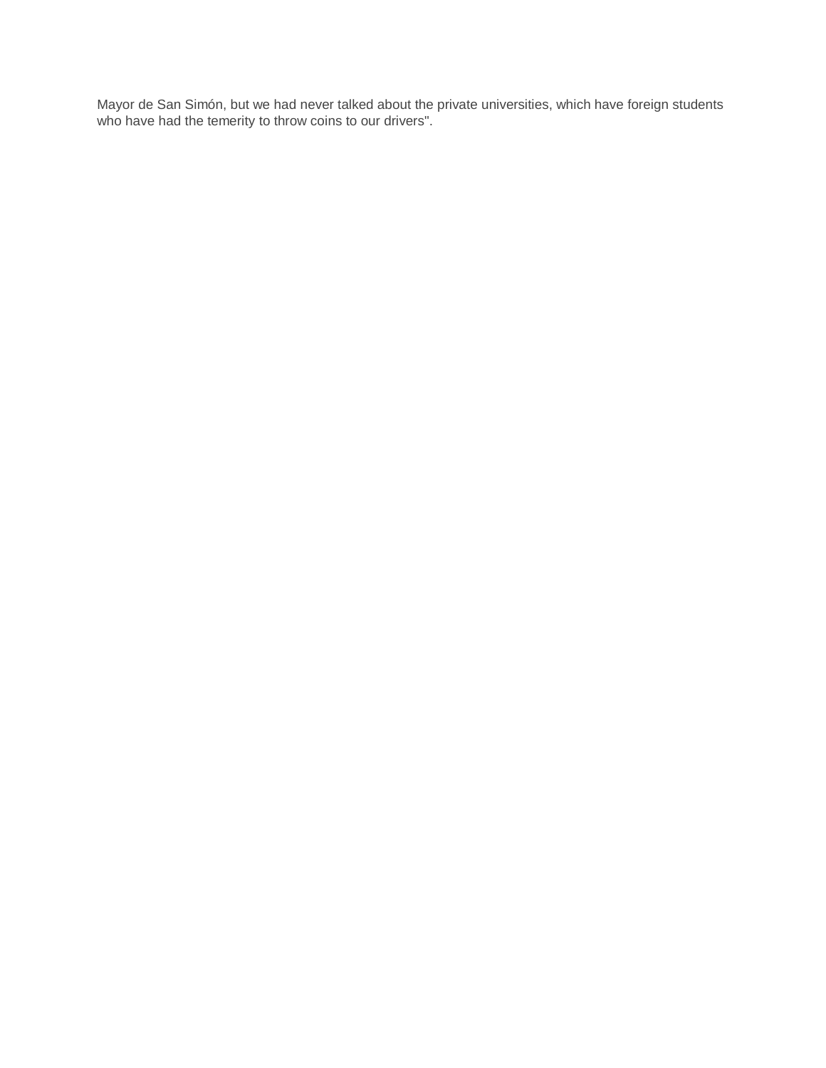Mayor de San Simón, but we had never talked about the private universities, which have foreign students who have had the temerity to throw coins to our drivers".